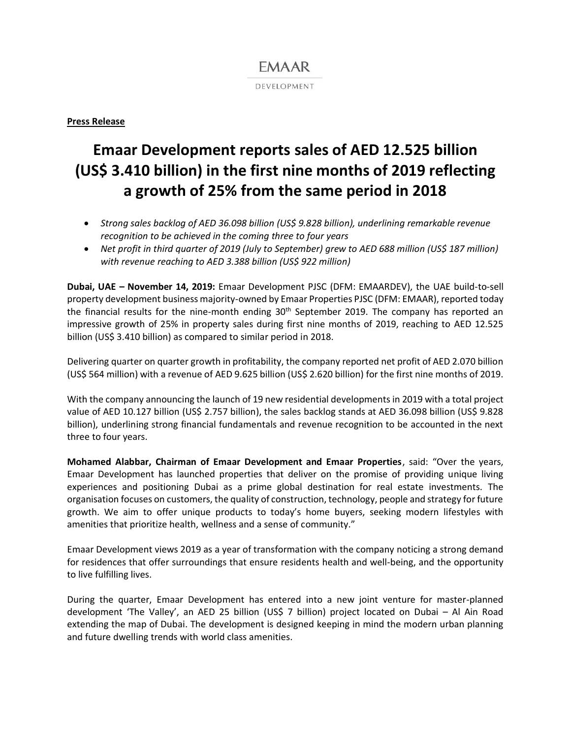EMAAR

DEVELOPMENT

**Press Release**

# Emaar Development reports sales of AED 12.525 billion (US$ 3.410 billion) in the first nine months of 2019 reflecting a growth of 25% from the same period in 2018

- *Strong sales backlog of AED 36.098 billion (US$ 9.828 billion), underlining remarkable revenue recognition to be achieved in the coming three to four years*
- *Net profit in third quarter of 2019 (July to September) grew to AED 688 million (US$ 187 million) with revenue reaching to AED 3.388 billion (US$ 922 million)*

**Dubai, UAE – November 14, 2019:** Emaar Development PJSC (DFM: EMAARDEV), the UAE build-to-sell property development business majority-owned by Emaar Properties PJSC (DFM: EMAAR), reported today the financial results for the nine-month ending 30th September 2019. The company has reported an impressive growth of 25% in property sales during first nine months of 2019, reaching to AED 12.525 billion (US$ 3.410 billion) as compared to similar period in 2018.

Delivering quarter on quarter growth in profitability, the company reported net profit of AED 2.070 billion (US$ 564 million) with a revenue of AED 9.625 billion (US$ 2.620 billion) for the first nine months of 2019.

With the company announcing the launch of 19 new residential developments in 2019 with a total project value of AED 10.127 billion (US$ 2.757 billion), the sales backlog stands at AED 36.098 billion (US$ 9.828 billion), underlining strong financial fundamentals and revenue recognition to be accounted in the next three to four years.

**Mohamed Alabbar, Chairman of Emaar Development and Emaar Properties**, said: "Over the years, Emaar Development has launched properties that deliver on the promise of providing unique living experiences and positioning Dubai as a prime global destination for real estate investments. The organisation focuses on customers, the quality of construction, technology, people and strategy for future growth. We aim to offer unique products to today's home buyers, seeking modern lifestyles with amenities that prioritize health, wellness and a sense of community."

Emaar Development views 2019 as a year of transformation with the company noticing a strong demand for residences that offer surroundings that ensure residents health and well-being, and the opportunity to live fulfilling lives.

During the quarter, Emaar Development has entered into a new joint venture for master-planned development 'The Valley', an AED 25 billion (US$ 7 billion) project located on Dubai – Al Ain Road extending the map of Dubai. The development is designed keeping in mind the modern urban planning and future dwelling trends with world class amenities.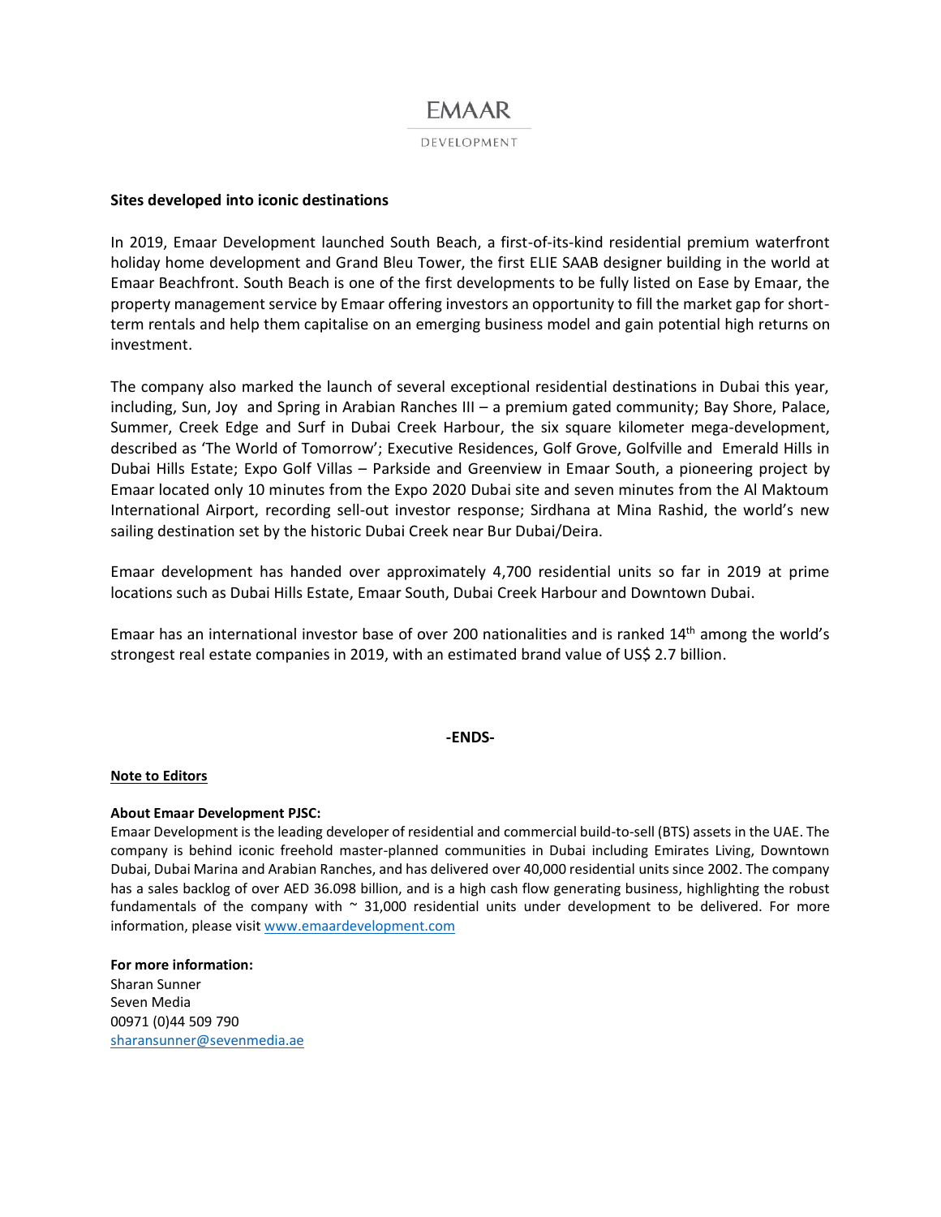EMAAR

DEVELOPMENT

**Sites developed into iconic destinations**

In 2019, Emaar Development launched South Beach, a first-of-its-kind residential premium waterfront holiday home development and Grand Bleu Tower, the first ELIE SAAB designer building in the world at Emaar Beachfront. South Beach is one of the first developments to be fully listed on Ease by Emaar, the property management service by Emaar offering investors an opportunity to fill the market gap for short-term rentals and help them capitalise on an emerging business model and gain potential high returns on investment.

The company also marked the launch of several exceptional residential destinations in Dubai this year, including, Sun, Joy and Spring in Arabian Ranches III – a premium gated community; Bay Shore, Palace, Summer, Creek Edge and Surf in Dubai Creek Harbour, the six square kilometer mega-development, described as 'The World of Tomorrow'; Executive Residences, Golf Grove, Golfville and Emerald Hills in Dubai Hills Estate; Expo Golf Villas – Parkside and Greenview in Emaar South, a pioneering project by Emaar located only 10 minutes from the Expo 2020 Dubai site and seven minutes from the Al Maktoum International Airport, recording sell-out investor response; Sirdhana at Mina Rashid, the world's new sailing destination set by the historic Dubai Creek near Bur Dubai/Deira.

Emaar development has handed over approximately 4,700 residential units so far in 2019 at prime locations such as Dubai Hills Estate, Emaar South, Dubai Creek Harbour and Downtown Dubai.

Emaar has an international investor base of over 200 nationalities and is ranked 14th among the world's strongest real estate companies in 2019, with an estimated brand value of US$ 2.7 billion.

**-ENDS-**

**Note to Editors**

**About Emaar Development PJSC:**

Emaar Development is the leading developer of residential and commercial build-to-sell (BTS) assets in the UAE. The company is behind iconic freehold master-planned communities in Dubai including Emirates Living, Downtown Dubai, Dubai Marina and Arabian Ranches, and has delivered over 40,000 residential units since 2002. The company has a sales backlog of over AED 36.098 billion, and is a high cash flow generating business, highlighting the robust fundamentals of the company with ~ 31,000 residential units under development to be delivered. For more information, please visit www.emaardevelopment.com

**For more information:**

Sharan Sunner

Seven Media

00971 (0)44 509 790

sharansunner@sevenmedia.ae